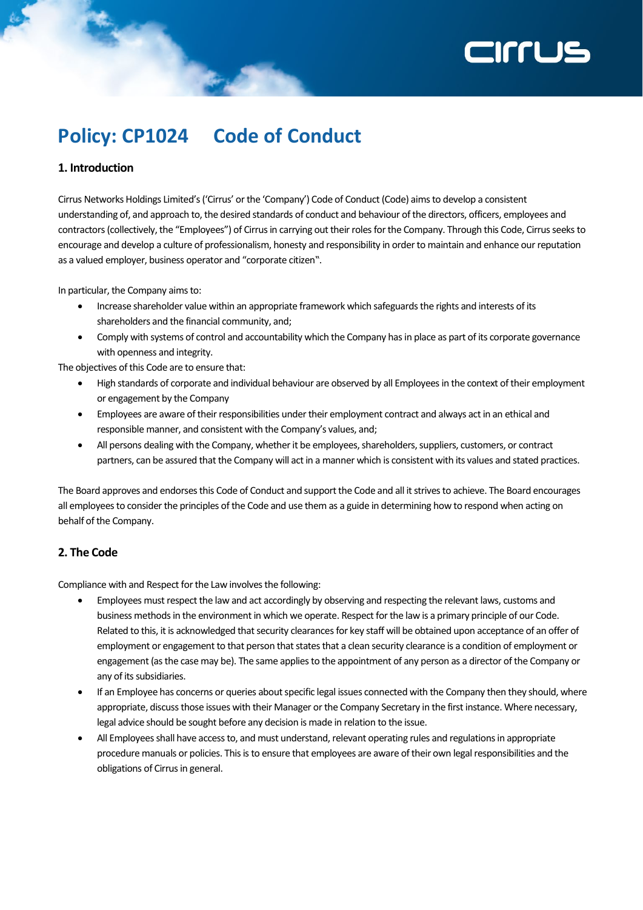# Policy: CP1024 Code of Conduct

## 1. Introduction

Cirrus Networks Holdings Limited's ('Cirrus' or the 'Company') Code of Conduct (Code) aims to develop a consistent understanding of, and approach to, the desired standards of conduct and behaviour of the directors, officers, employees and contractors (collectively, the "Employees") of Cirrus in carrying out their roles for the Company. Through this Code, Cirrus seeks to encourage and develop a culture of professionalism, honesty and responsibility in order to maintain and enhance our reputation as a valued employer, business operator and "corporate citizen".

In particular, the Company aims to:

- Increase shareholder value within an appropriate framework which safeguards the rights and interests of its shareholders and the financial community, and;
- Comply with systems of control and accountability which the Company has in place as part of its corporate governance with openness and integrity.

The objectives of this Code are to ensure that:

- High standards of corporate and individual behaviour are observed by all Employees in the context of their employment or engagement by the Company
- Employees are aware of their responsibilities under their employment contract and always act in an ethical and responsible manner, and consistent with the Company's values, and;
- All persons dealing with the Company, whether it be employees, shareholders, suppliers, customers, or contract partners, can be assured that the Company will act in a manner which is consistent with its values and stated practices.

The Board approves and endorses this Code of Conduct and support the Code and all it strives to achieve. The Board encourages all employees to consider the principles of the Code and use them as a guide in determining how to respond when acting on behalf of the Company.

## 2. The Code

Compliance with and Respect for the Law involves the following:

- Employees must respect the law and act accordingly by observing and respecting the relevant laws, customs and business methods in the environment in which we operate. Respect for the law is a primary principle of our Code. Related to this, it is acknowledged that security clearances for key staff will be obtained upon acceptance of an offer of employment or engagement to that person that states that a clean security clearance is a condition of employment or engagement (as the case may be). The same applies to the appointment of any person as a director of the Company or any of its subsidiaries.
- If an Employee has concerns or queries about specific legal issues connected with the Company then they should, where appropriate, discuss those issues with their Manager or the Company Secretary in the first instance. Where necessary, legal advice should be sought before any decision is made in relation to the issue.
- All Employees shall have access to, and must understand, relevant operating rules and regulations in appropriate procedure manuals or policies. This is to ensure that employees are aware of their own legal responsibilities and the obligations of Cirrus in general.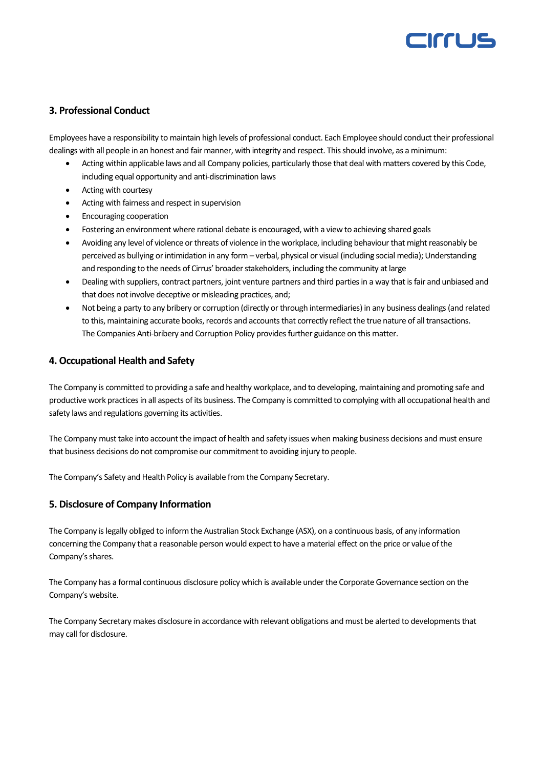## 3. Professional Conduct

Employees have a responsibility to maintain high levels of professional conduct. Each Employee should conduct their professional dealings with all people in an honest and fair manner, with integrity and respect. This should involve, as a minimum:

- Acting within applicable laws and all Company policies, particularly those that deal with matters covered by this Code, including equal opportunity and anti-discrimination laws
- Acting with courtesy
- Acting with fairness and respect in supervision
- Encouraging cooperation
- Fostering an environment where rational debate is encouraged, with a view to achieving shared goals
- Avoiding any level of violence or threats of violence in the workplace, including behaviour that might reasonably be perceived as bullying or intimidation in any form – verbal, physical or visual (including social media); Understanding and responding to the needs of Cirrus' broader stakeholders, including the community at large
- Dealing with suppliers, contract partners, joint venture partners and third parties in a way that is fair and unbiased and that does not involve deceptive or misleading practices, and;
- Not being a party to any bribery or corruption (directly or through intermediaries) in any business dealings (and related to this, maintaining accurate books, records and accounts that correctly reflect the true nature of all transactions. The Companies Anti-bribery and Corruption Policy provides further guidance on this matter.

## 4. Occupational Health and Safety

The Company is committed to providing a safe and healthy workplace, and to developing, maintaining and promoting safe and productive work practices in all aspects of its business. The Company is committed to complying with all occupational health and safety laws and regulations governing its activities.

The Company must take into account the impact of health and safety issues when making business decisions and must ensure that business decisions do not compromise our commitment to avoiding injury to people.

The Company's Safety and Health Policy is available from the Company Secretary.

## 5. Disclosure of Company Information

The Company is legally obliged to inform the Australian Stock Exchange (ASX), on a continuous basis, of any information concerning the Company that a reasonable person would expect to have a material effect on the price or value of the Company's shares.

The Company has a formal continuous disclosure policy which is available under the Corporate Governance section on the Company's website.

The Company Secretary makes disclosure in accordance with relevant obligations and must be alerted to developments that may call for disclosure.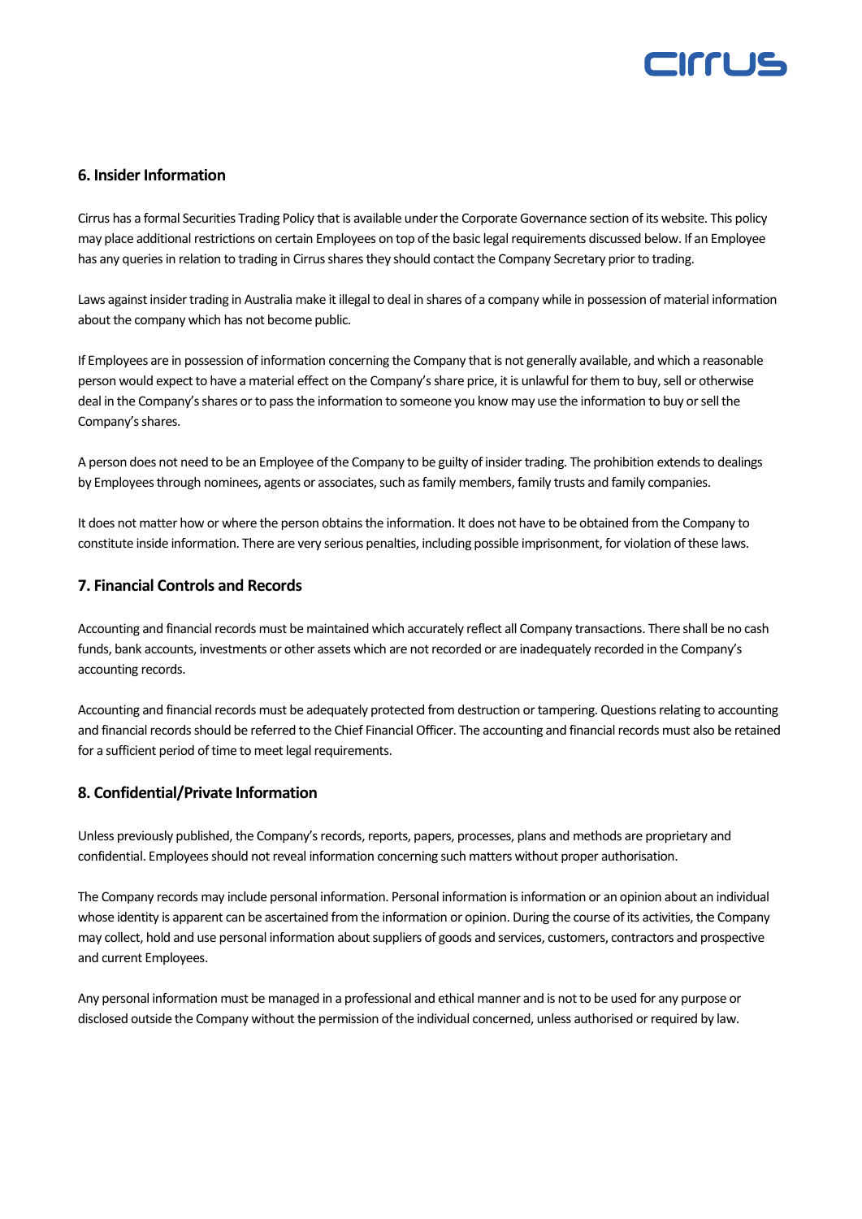## 6. Insider Information

Cirrus has a formal Securities Trading Policy that is available under the Corporate Governance section of its website. This policy may place additional restrictions on certain Employees on top of the basic legal requirements discussed below. If an Employee has any queries in relation to trading in Cirrus shares they should contact the Company Secretary prior to trading.

Laws against insider trading in Australia make it illegal to deal in shares of a company while in possession of material information about the company which has not become public.

If Employees are in possession of information concerning the Company that is not generally available, and which a reasonable person would expect to have a material effect on the Company's share price, it is unlawful for them to buy, sell or otherwise deal in the Company's shares or to pass the information to someone you know may use the information to buy or sell the Company's shares.

A person does not need to be an Employee of the Company to be guilty of insider trading. The prohibition extends to dealings by Employees through nominees, agents or associates, such as family members, family trusts and family companies.

It does not matter how or where the person obtains the information. It does not have to be obtained from the Company to constitute inside information. There are very serious penalties, including possible imprisonment, for violation of these laws.

## 7. Financial Controls and Records

Accounting and financial records must be maintained which accurately reflect all Company transactions. There shall be no cash funds, bank accounts, investments or other assets which are not recorded or are inadequately recorded in the Company's accounting records.

Accounting and financial records must be adequately protected from destruction or tampering. Questions relating to accounting and financial records should be referred to the Chief Financial Officer. The accounting and financial records must also be retained for a sufficient period of time to meet legal requirements.

## 8. Confidential/Private Information

Unless previously published, the Company's records, reports, papers, processes, plans and methods are proprietary and confidential. Employees should not reveal information concerning such matters without proper authorisation.

The Company records may include personal information. Personal information is information or an opinion about an individual whose identity is apparent can be ascertained from the information or opinion. During the course of its activities, the Company may collect, hold and use personal information about suppliers of goods and services, customers, contractors and prospective and current Employees.

Any personal information must be managed in a professional and ethical manner and is not to be used for any purpose or disclosed outside the Company without the permission of the individual concerned, unless authorised or required by law.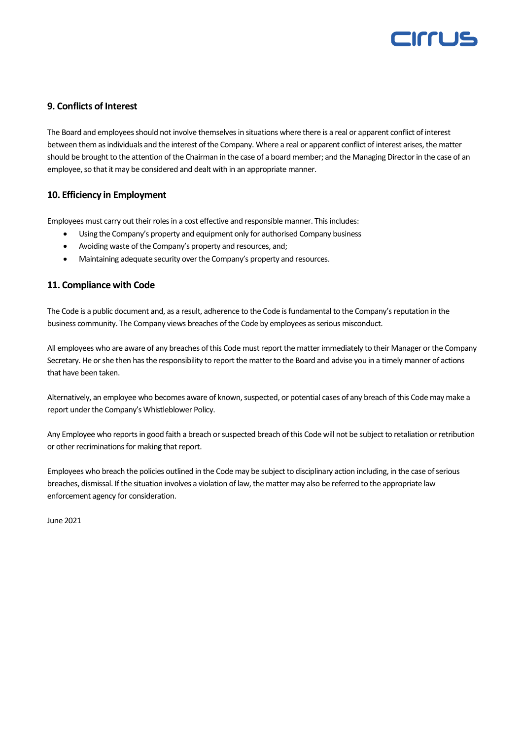## 9. Conflicts of Interest

The Board and employees should not involve themselves in situations where there is a real or apparent conflict of interest between them as individuals and the interest of the Company. Where a real or apparent conflict of interest arises, the matter should be brought to the attention of the Chairman in the case of a board member; and the Managing Director in the case of an employee, so that it may be considered and dealt with in an appropriate manner.

## 10. Efficiency in Employment

Employees must carry out their roles in a cost effective and responsible manner. This includes:

- Using the Company's property and equipment only for authorised Company business
- Avoiding waste of the Company's property and resources, and;
- Maintaining adequate security over the Company's property and resources.

## 11. Compliance with Code

The Code is a public document and, as a result, adherence to the Code is fundamental to the Company's reputation in the business community. The Company views breaches of the Code by employees as serious misconduct.

All employees who are aware of any breaches of this Code must report the matter immediately to their Manager or the Company Secretary. He or she then has the responsibility to report the matter to the Board and advise you in a timely manner of actions that have been taken.

Alternatively, an employee who becomes aware of known, suspected, or potential cases of any breach of this Code may make a report under the Company's Whistleblower Policy.

Any Employee who reports in good faith a breach or suspected breach of this Code will not be subject to retaliation or retribution or other recriminations for making that report.

Employees who breach the policies outlined in the Code may be subject to disciplinary action including, in the case of serious breaches, dismissal. If the situation involves a violation of law, the matter may also be referred to the appropriate law enforcement agency for consideration.

June 2021